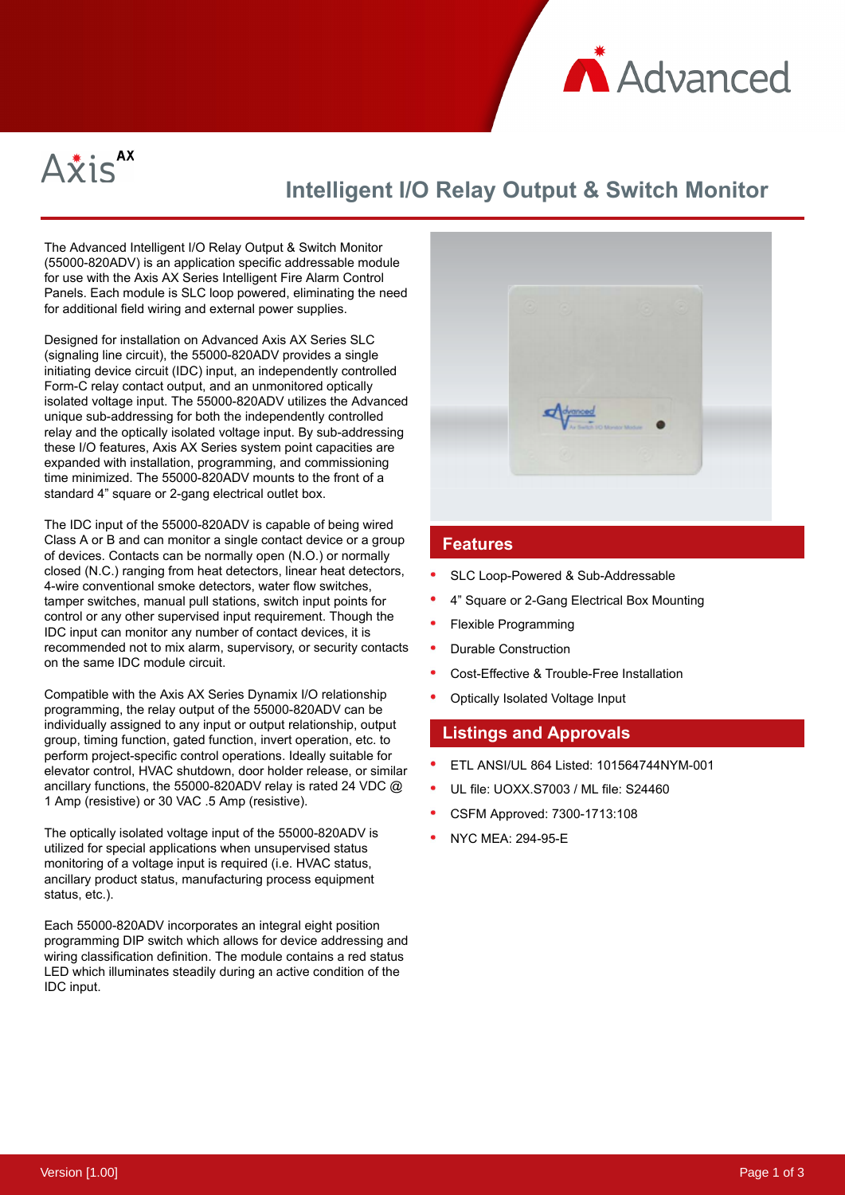# Intelligent I/O Relay Output & Switch Monitor

The Advanced Intelligent I/O Relay Output & Switch Monitor (55000-820ADV) is an application specific addressable module for use with the Axis AX Series Intelligent Fire Alarm Control Panels. Each module is SLC loop powered, eliminating the need for additional field wiring and external power supplies.

Designed for installation on Advanced Axis AX Series SLC (signaling line circuit), the 55000-820ADV provides a single initiating device circuit (IDC) input, an independently controlled Form-C relay contact output, and an unmonitored optically isolated voltage input. The 55000-820ADV utilizes the Advanced unique sub-addressing for both the independently controlled relay and the optically isolated voltage input. By sub-addressing these I/O features, Axis AX Series system point capacities are expanded with installation, programming, and commissioning time minimized. The 55000-820ADV mounts to the front of a standard 4" square or 2-gang electrical outlet box.

The IDC input of the 55000-820ADV is capable of being wired Class A or B and can monitor a single contact device or a group of devices. Contacts can be normally open (N.O.) or normally closed (N.C.) ranging from heat detectors, linear heat detectors, 4-wire conventional smoke detectors, water flow switches, tamper switches, manual pull stations, switch input points for control or any other supervised input requirement. Though the IDC input can monitor any number of contact devices, it is recommended not to mix alarm, supervisory, or security contacts on the same IDC module circuit.

Compatible with the Axis AX Series Dynamix I/O relationship programming, the relay output of the 55000-820ADV can be individually assigned to any input or output relationship, output group, timing function, gated function, invert operation, etc. to perform project-specific control operations. Ideally suitable for elevator control, HVAC shutdown, door holder release, or similar ancillary functions, the 55000-820ADV relay is rated 24 VDC @ 1 Amp (resistive) or 30 VAC .5 Amp (resistive).

The optically isolated voltage input of the 55000-820ADV is utilized for special applications when unsupervised status monitoring of a voltage input is required (i.e. HVAC status, ancillary product status, manufacturing process equipment status, etc.).

Each 55000-820ADV incorporates an integral eight position programming DIP switch which allows for device addressing and wiring classification definition. The module contains a red status LED which illuminates steadily during an active condition of the IDC input.

## Features

- SLC Loop-Powered & Sub-Addressable
- 4" Square or 2-Gang Electrical Box Mounting
- Flexible Programming
- Durable Construction
- Cost-Effective & Trouble-Free Installation
- Optically Isolated Voltage Input

## Listings and Approvals

- ETL ANSI/UL 864 Listed: 101564744NYM-001
- UL file: UOXX.S7003 / ML file: S24460
- CSFM Approved: 7300-1713:108
- NYC MEA: 294-95-E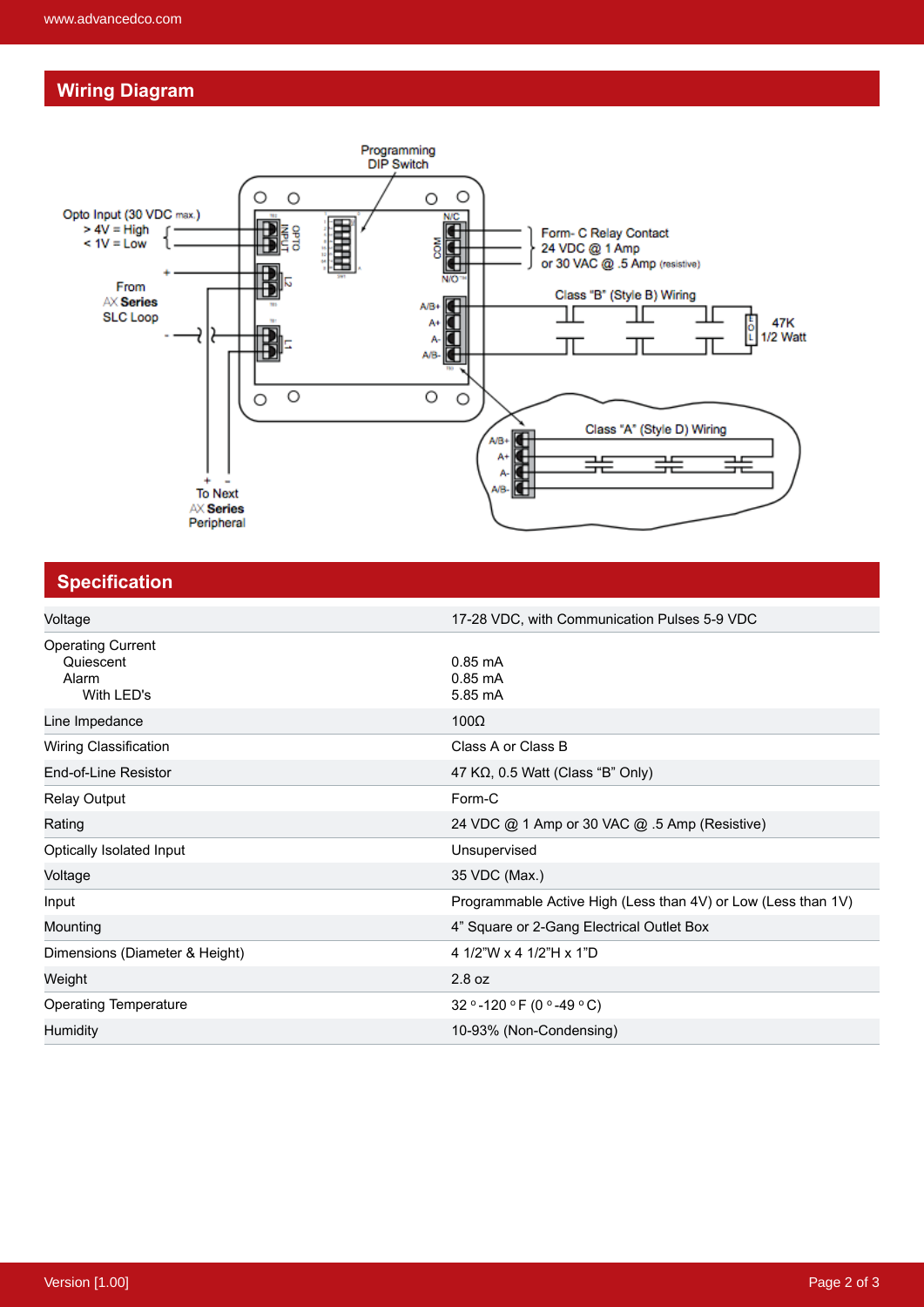## Wiring Diagram

Programming DIP Switch

Opto Input (30 VDC max.)
> 4V = High
< 1V = Low

From AX Series SLC Loop

To Next AX Series Peripheral

Form- C Relay Contact
24 VDC @ 1 Amp
or 30 VAC @ .5 Amp (resistive)

Class "B" (Style B) Wiring

47K 1/2 Watt

Class "A" (Style D) Wiring

## Specification

| | |
|---|---|
| Voltage | 17-28 VDC, with Communication Pulses 5-9 VDC |
| Operating Current | |
| Quiescent | 0.85 mA |
| Alarm | 0.85 mA |
| With LED's | 5.85 mA |
| Line Impedance | 100Ω |
| Wiring Classification | Class A or Class B |
| End-of-Line Resistor | 47 KΩ, 0.5 Watt (Class "B" Only) |
| Relay Output | Form-C |
| Rating | 24 VDC @ 1 Amp or 30 VAC @ .5 Amp (Resistive) |
| Optically Isolated Input | Unsupervised |
| Voltage | 35 VDC (Max.) |
| Input | Programmable Active High (Less than 4V) or Low (Less than 1V) |
| Mounting | 4" Square or 2-Gang Electrical Outlet Box |
| Dimensions (Diameter & Height) | 4 1/2"W x 4 1/2"H x 1"D |
| Weight | 2.8 oz |
| Operating Temperature | 32 °-120 °F (0 °-49 °C) |
| Humidity | 10-93% (Non-Condensing) |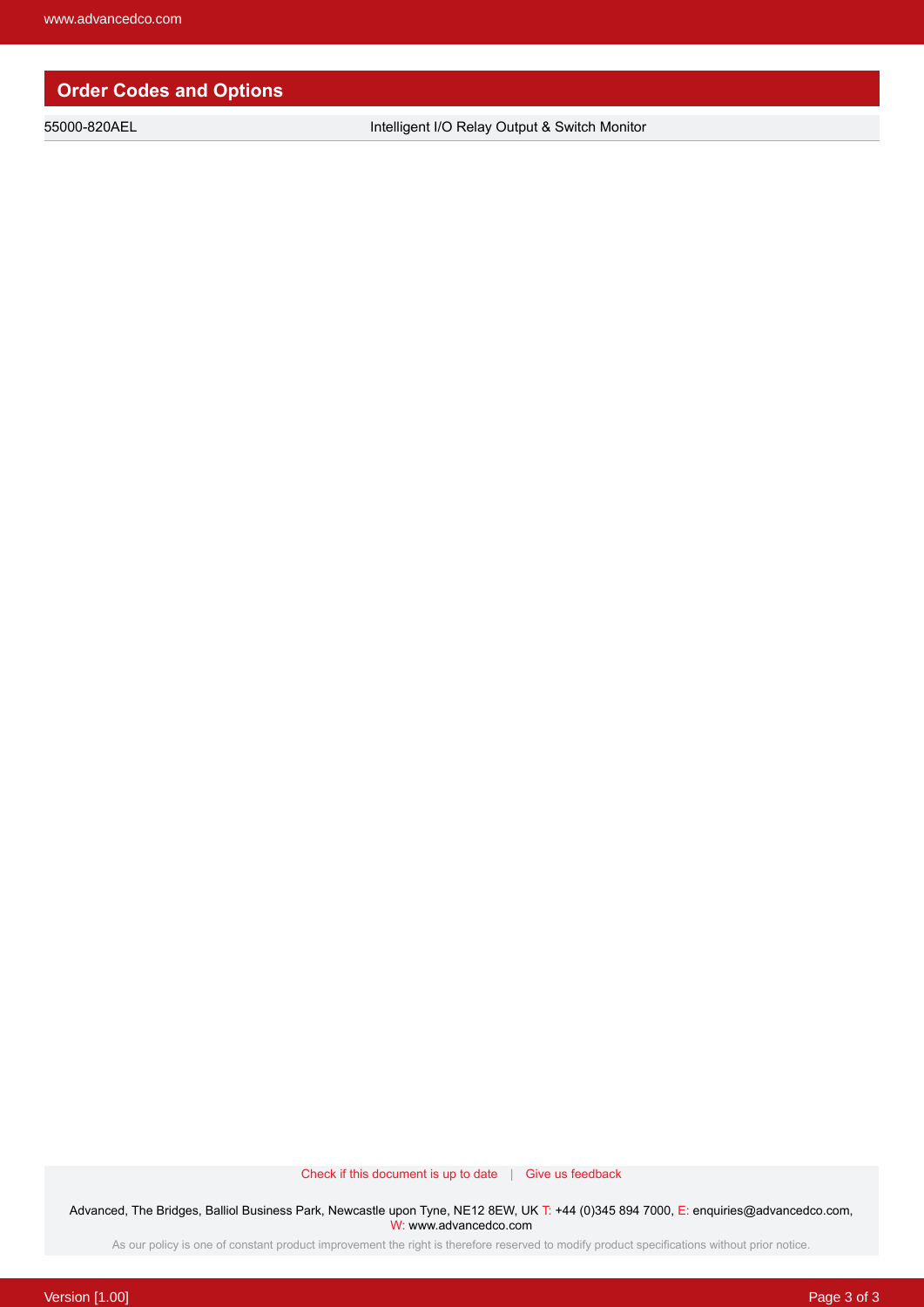## Order Codes and Options

| | |
|---|---|
| 55000-820AEL | Intelligent I/O Relay Output & Switch Monitor |

Check if this document is up to date | Give us feedback

Advanced, The Bridges, Balliol Business Park, Newcastle upon Tyne, NE12 8EW, UK T: +44 (0)345 894 7000, E: enquiries@advancedco.com, W: www.advancedco.com

As our policy is one of constant product improvement the right is therefore reserved to modify product specifications without prior notice.

Version [1.00]